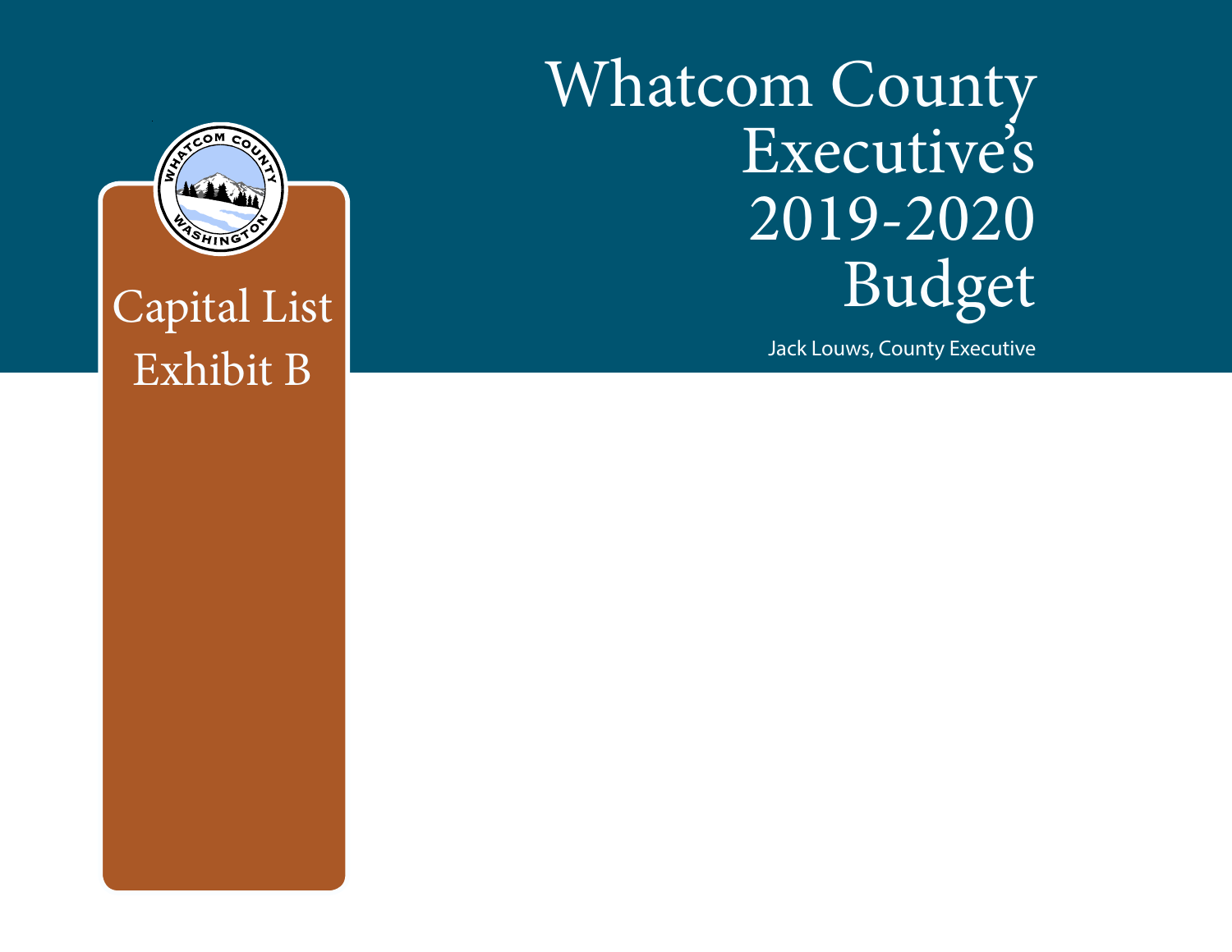# Whatcom County Executive's 2019-2020 Budget

Jack Louws, County Executive

## Capital List
## Exhibit B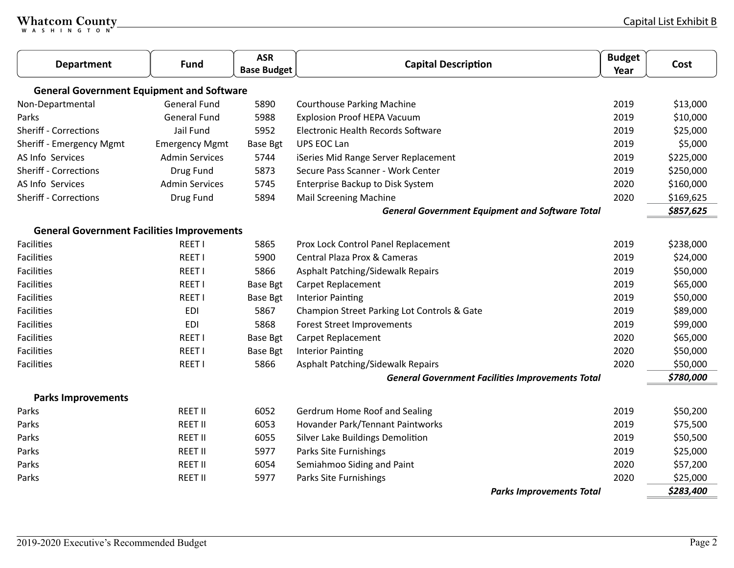Capital List Exhibit B

| Department | Fund | ASR Base Budget | Capital Description | Budget Year | Cost |
|---|---|---|---|---|---|
| **General Government Equipment and Software** | | | | | |
| Non-Departmental | General Fund | 5890 | Courthouse Parking Machine | 2019 | $13,000 |
| Parks | General Fund | 5988 | Explosion Proof HEPA Vacuum | 2019 | $10,000 |
| Sheriff - Corrections | Jail Fund | 5952 | Electronic Health Records Software | 2019 | $25,000 |
| Sheriff - Emergency Mgmt | Emergency Mgmt | Base Bgt | UPS EOC Lan | 2019 | $5,000 |
| AS Info Services | Admin Services | 5744 | iSeries Mid Range Server Replacement | 2019 | $225,000 |
| Sheriff - Corrections | Drug Fund | 5873 | Secure Pass Scanner - Work Center | 2019 | $250,000 |
| AS Info Services | Admin Services | 5745 | Enterprise Backup to Disk System | 2020 | $160,000 |
| Sheriff - Corrections | Drug Fund | 5894 | Mail Screening Machine | 2020 | $169,625 |
| | | | ***General Government Equipment and Software Total*** | | ***$857,625*** |
| **General Government Facilities Improvements** | | | | | |
| Facilities | REET I | 5865 | Prox Lock Control Panel Replacement | 2019 | $238,000 |
| Facilities | REET I | 5900 | Central Plaza Prox & Cameras | 2019 | $24,000 |
| Facilities | REET I | 5866 | Asphalt Patching/Sidewalk Repairs | 2019 | $50,000 |
| Facilities | REET I | Base Bgt | Carpet Replacement | 2019 | $65,000 |
| Facilities | REET I | Base Bgt | Interior Painting | 2019 | $50,000 |
| Facilities | EDI | 5867 | Champion Street Parking Lot Controls & Gate | 2019 | $89,000 |
| Facilities | EDI | 5868 | Forest Street Improvements | 2019 | $99,000 |
| Facilities | REET I | Base Bgt | Carpet Replacement | 2020 | $65,000 |
| Facilities | REET I | Base Bgt | Interior Painting | 2020 | $50,000 |
| Facilities | REET I | 5866 | Asphalt Patching/Sidewalk Repairs | 2020 | $50,000 |
| | | | ***General Government Facilities Improvements Total*** | | ***$780,000*** |
| **Parks Improvements** | | | | | |
| Parks | REET II | 6052 | Gerdrum Home Roof and Sealing | 2019 | $50,200 |
| Parks | REET II | 6053 | Hovander Park/Tennant Paintworks | 2019 | $75,500 |
| Parks | REET II | 6055 | Silver Lake Buildings Demolition | 2019 | $50,500 |
| Parks | REET II | 5977 | Parks Site Furnishings | 2019 | $25,000 |
| Parks | REET II | 6054 | Semiahmoo Siding and Paint | 2020 | $57,200 |
| Parks | REET II | 5977 | Parks Site Furnishings | 2020 | $25,000 |
| | | | ***Parks Improvements Total*** | | ***$283,400*** |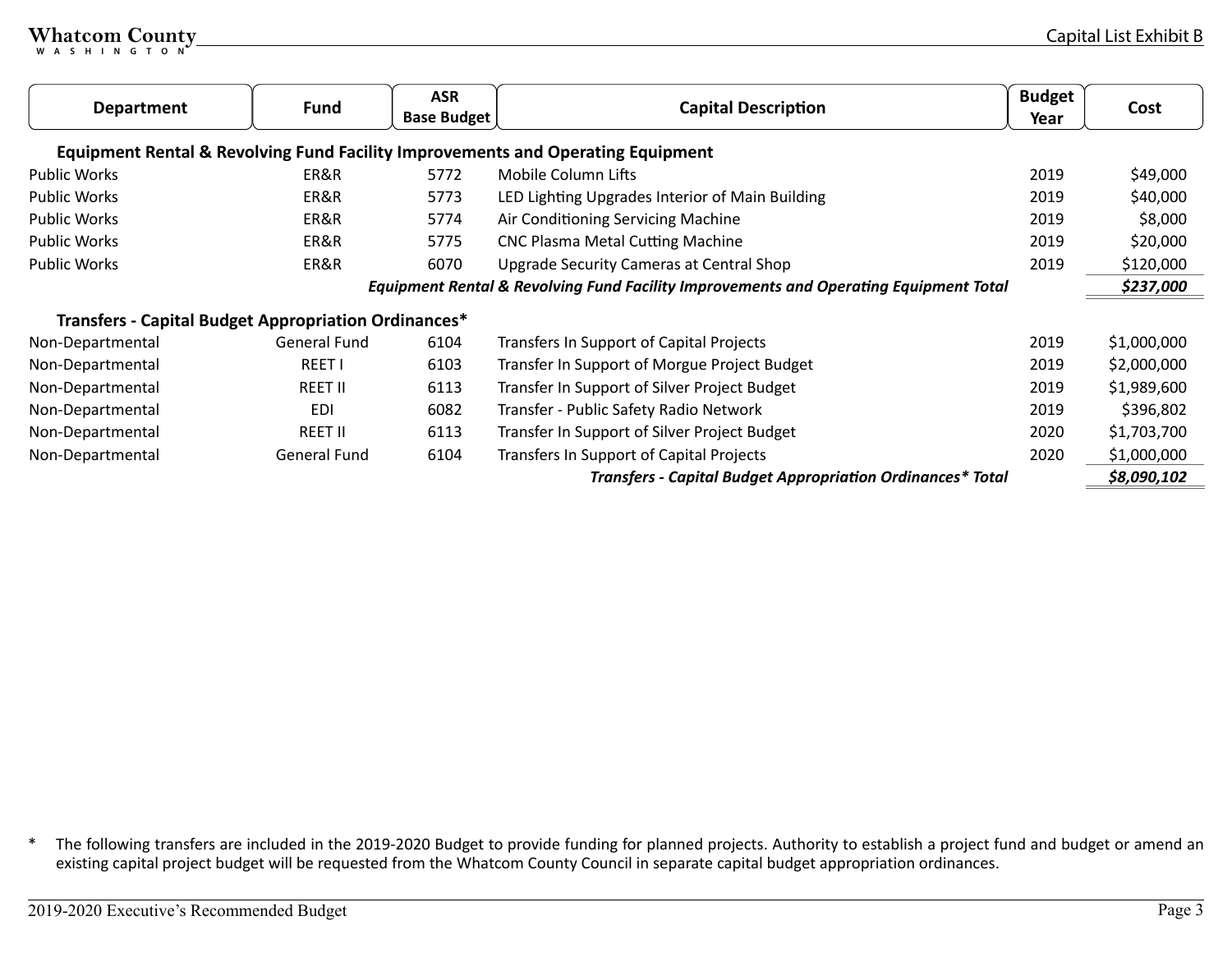| Department | Fund | ASR Base Budget | Capital Description | Budget Year | Cost |
|---|---|---|---|---|---|
| **Equipment Rental & Revolving Fund Facility Improvements and Operating Equipment** | | | | | |
| Public Works | ER&R | 5772 | Mobile Column Lifts | 2019 | $49,000 |
| Public Works | ER&R | 5773 | LED Lighting Upgrades Interior of Main Building | 2019 | $40,000 |
| Public Works | ER&R | 5774 | Air Conditioning Servicing Machine | 2019 | $8,000 |
| Public Works | ER&R | 5775 | CNC Plasma Metal Cutting Machine | 2019 | $20,000 |
| Public Works | ER&R | 6070 | Upgrade Security Cameras at Central Shop | 2019 | $120,000 |
| | | | ***Equipment Rental & Revolving Fund Facility Improvements and Operating Equipment Total*** | | ***$237,000*** |
| **Transfers - Capital Budget Appropriation Ordinances*** | | | | | |
| Non-Departmental | General Fund | 6104 | Transfers In Support of Capital Projects | 2019 | $1,000,000 |
| Non-Departmental | REET I | 6103 | Transfer In Support of Morgue Project Budget | 2019 | $2,000,000 |
| Non-Departmental | REET II | 6113 | Transfer In Support of Silver Project Budget | 2019 | $1,989,600 |
| Non-Departmental | EDI | 6082 | Transfer - Public Safety Radio Network | 2019 | $396,802 |
| Non-Departmental | REET II | 6113 | Transfer In Support of Silver Project Budget | 2020 | $1,703,700 |
| Non-Departmental | General Fund | 6104 | Transfers In Support of Capital Projects | 2020 | $1,000,000 |
| | | | ***Transfers - Capital Budget Appropriation Ordinances* Total*** | | ***$8,090,102*** |

* The following transfers are included in the 2019-2020 Budget to provide funding for planned projects. Authority to establish a project fund and budget or amend an existing capital project budget will be requested from the Whatcom County Council in separate capital budget appropriation ordinances.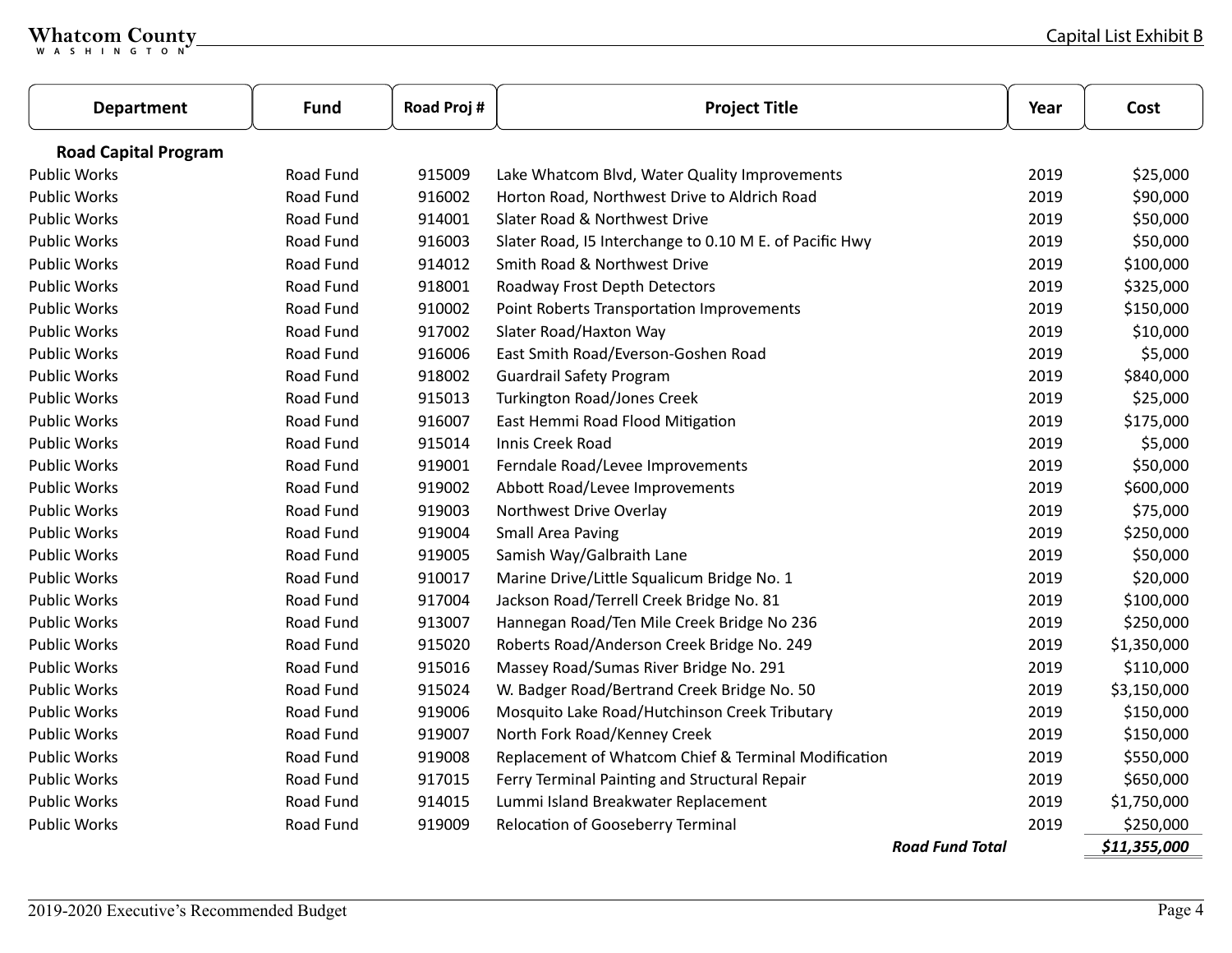| Department | Fund | Road Proj # | Project Title | Year | Cost |
|---|---|---|---|---|---|
| **Road Capital Program** | | | | | |
| Public Works | Road Fund | 915009 | Lake Whatcom Blvd, Water Quality Improvements | 2019 | $25,000 |
| Public Works | Road Fund | 916002 | Horton Road, Northwest Drive to Aldrich Road | 2019 | $90,000 |
| Public Works | Road Fund | 914001 | Slater Road & Northwest Drive | 2019 | $50,000 |
| Public Works | Road Fund | 916003 | Slater Road, I5 Interchange to 0.10 M E. of Pacific Hwy | 2019 | $50,000 |
| Public Works | Road Fund | 914012 | Smith Road & Northwest Drive | 2019 | $100,000 |
| Public Works | Road Fund | 918001 | Roadway Frost Depth Detectors | 2019 | $325,000 |
| Public Works | Road Fund | 910002 | Point Roberts Transportation Improvements | 2019 | $150,000 |
| Public Works | Road Fund | 917002 | Slater Road/Haxton Way | 2019 | $10,000 |
| Public Works | Road Fund | 916006 | East Smith Road/Everson-Goshen Road | 2019 | $5,000 |
| Public Works | Road Fund | 918002 | Guardrail Safety Program | 2019 | $840,000 |
| Public Works | Road Fund | 915013 | Turkington Road/Jones Creek | 2019 | $25,000 |
| Public Works | Road Fund | 916007 | East Hemmi Road Flood Mitigation | 2019 | $175,000 |
| Public Works | Road Fund | 915014 | Innis Creek Road | 2019 | $5,000 |
| Public Works | Road Fund | 919001 | Ferndale Road/Levee Improvements | 2019 | $50,000 |
| Public Works | Road Fund | 919002 | Abbott Road/Levee Improvements | 2019 | $600,000 |
| Public Works | Road Fund | 919003 | Northwest Drive Overlay | 2019 | $75,000 |
| Public Works | Road Fund | 919004 | Small Area Paving | 2019 | $250,000 |
| Public Works | Road Fund | 919005 | Samish Way/Galbraith Lane | 2019 | $50,000 |
| Public Works | Road Fund | 910017 | Marine Drive/Little Squalicum Bridge No. 1 | 2019 | $20,000 |
| Public Works | Road Fund | 917004 | Jackson Road/Terrell Creek Bridge No. 81 | 2019 | $100,000 |
| Public Works | Road Fund | 913007 | Hannegan Road/Ten Mile Creek Bridge No 236 | 2019 | $250,000 |
| Public Works | Road Fund | 915020 | Roberts Road/Anderson Creek Bridge No. 249 | 2019 | $1,350,000 |
| Public Works | Road Fund | 915016 | Massey Road/Sumas River Bridge No. 291 | 2019 | $110,000 |
| Public Works | Road Fund | 915024 | W. Badger Road/Bertrand Creek Bridge No. 50 | 2019 | $3,150,000 |
| Public Works | Road Fund | 919006 | Mosquito Lake Road/Hutchinson Creek Tributary | 2019 | $150,000 |
| Public Works | Road Fund | 919007 | North Fork Road/Kenney Creek | 2019 | $150,000 |
| Public Works | Road Fund | 919008 | Replacement of Whatcom Chief & Terminal Modification | 2019 | $550,000 |
| Public Works | Road Fund | 917015 | Ferry Terminal Painting and Structural Repair | 2019 | $650,000 |
| Public Works | Road Fund | 914015 | Lummi Island Breakwater Replacement | 2019 | $1,750,000 |
| Public Works | Road Fund | 919009 | Relocation of Gooseberry Terminal | 2019 | $250,000 |
| | | | ***Road Fund Total*** | | ***$11,355,000*** |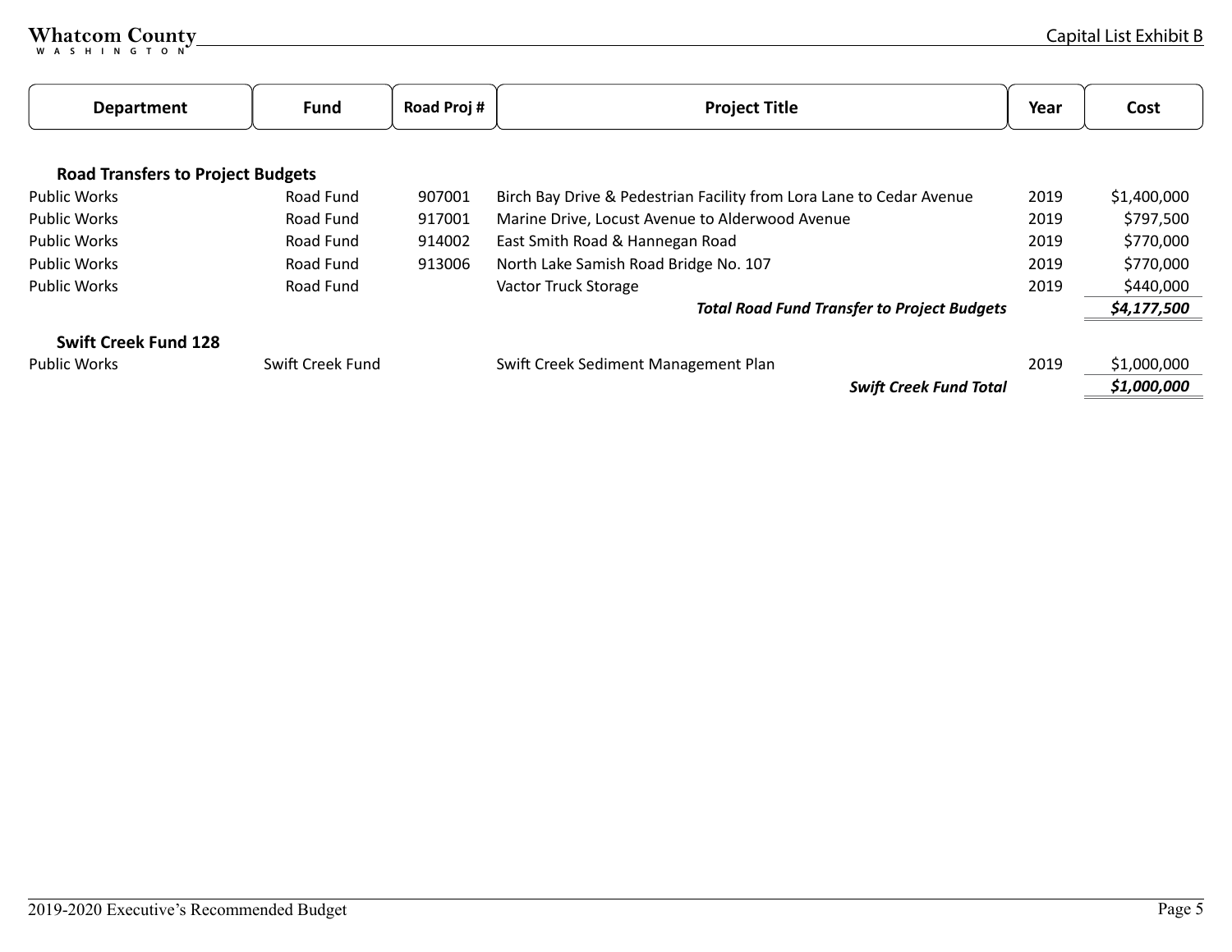| Department | Fund | Road Proj # | Project Title | Year | Cost |
|---|---|---|---|---|---|
| **Road Transfers to Project Budgets** | | | | | |
| Public Works | Road Fund | 907001 | Birch Bay Drive & Pedestrian Facility from Lora Lane to Cedar Avenue | 2019 | $1,400,000 |
| Public Works | Road Fund | 917001 | Marine Drive, Locust Avenue to Alderwood Avenue | 2019 | $797,500 |
| Public Works | Road Fund | 914002 | East Smith Road & Hannegan Road | 2019 | $770,000 |
| Public Works | Road Fund | 913006 | North Lake Samish Road Bridge No. 107 | 2019 | $770,000 |
| Public Works | Road Fund | | Vactor Truck Storage | 2019 | $440,000 |
| | | | ***Total Road Fund Transfer to Project Budgets*** | | ***$4,177,500*** |
| **Swift Creek Fund 128** | | | | | |
| Public Works | Swift Creek Fund | | Swift Creek Sediment Management Plan | 2019 | $1,000,000 |
| | | | ***Swift Creek Fund Total*** | | ***$1,000,000*** |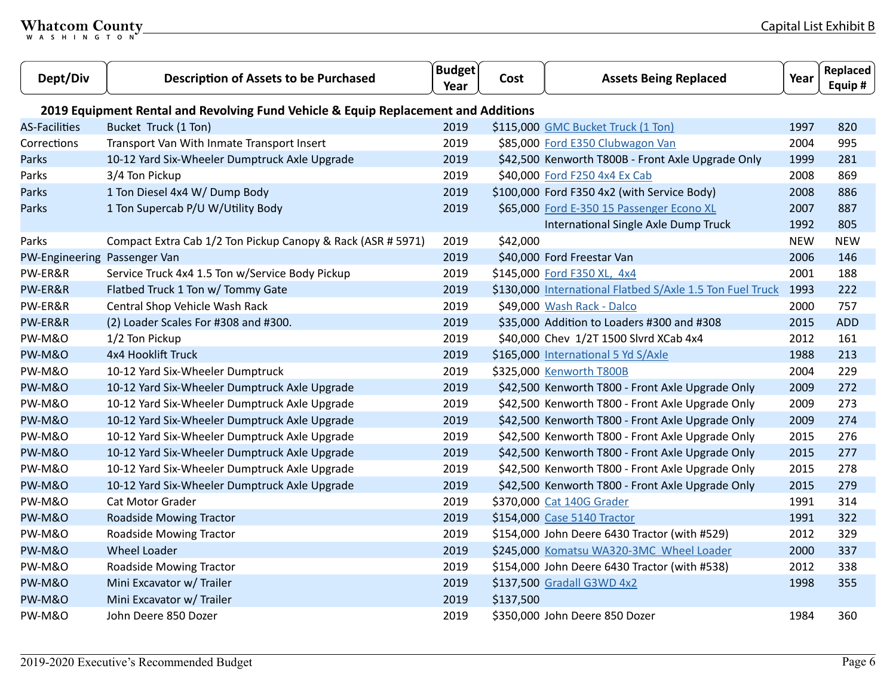| Dept/Div | Description of Assets to be Purchased | Budget Year | Cost | Assets Being Replaced | Year | Replaced Equip # |
|---|---|---|---|---|---|---|
| **2019 Equipment Rental and Revolving Fund Vehicle & Equip Replacement and Additions** | | | | | | |
| AS-Facilities | Bucket Truck (1 Ton) | 2019 | $115,000 | GMC Bucket Truck (1 Ton) | 1997 | 820 |
| Corrections | Transport Van With Inmate Transport Insert | 2019 | $85,000 | Ford E350 Clubwagon Van | 2004 | 995 |
| Parks | 10-12 Yard Six-Wheeler Dumptruck Axle Upgrade | 2019 | $42,500 | Kenworth T800B - Front Axle Upgrade Only | 1999 | 281 |
| Parks | 3/4 Ton Pickup | 2019 | $40,000 | Ford F250 4x4 Ex Cab | 2008 | 869 |
| Parks | 1 Ton Diesel 4x4 W/ Dump Body | 2019 | $100,000 | Ford F350 4x2 (with Service Body) | 2008 | 886 |
| Parks | 1 Ton Supercab P/U W/Utility Body | 2019 | $65,000 | Ford E-350 15 Passenger Econo XL | 2007 | 887 |
| | | | | International Single Axle Dump Truck | 1992 | 805 |
| Parks | Compact Extra Cab 1/2 Ton Pickup Canopy & Rack (ASR # 5971) | 2019 | $42,000 | | NEW | NEW |
| PW-Engineering | Passenger Van | 2019 | $40,000 | Ford Freestar Van | 2006 | 146 |
| PW-ER&R | Service Truck 4x4 1.5 Ton w/Service Body Pickup | 2019 | $145,000 | Ford F350 XL, 4x4 | 2001 | 188 |
| PW-ER&R | Flatbed Truck 1 Ton w/ Tommy Gate | 2019 | $130,000 | International Flatbed S/Axle 1.5 Ton Fuel Truck | 1993 | 222 |
| PW-ER&R | Central Shop Vehicle Wash Rack | 2019 | $49,000 | Wash Rack - Dalco | 2000 | 757 |
| PW-ER&R | (2) Loader Scales For #308 and #300. | 2019 | $35,000 | Addition to Loaders #300 and #308 | 2015 | ADD |
| PW-M&O | 1/2 Ton Pickup | 2019 | $40,000 | Chev 1/2T 1500 Slvrd XCab 4x4 | 2012 | 161 |
| PW-M&O | 4x4 Hooklift Truck | 2019 | $165,000 | International 5 Yd S/Axle | 1988 | 213 |
| PW-M&O | 10-12 Yard Six-Wheeler Dumptruck | 2019 | $325,000 | Kenworth T800B | 2004 | 229 |
| PW-M&O | 10-12 Yard Six-Wheeler Dumptruck Axle Upgrade | 2019 | $42,500 | Kenworth T800 - Front Axle Upgrade Only | 2009 | 272 |
| PW-M&O | 10-12 Yard Six-Wheeler Dumptruck Axle Upgrade | 2019 | $42,500 | Kenworth T800 - Front Axle Upgrade Only | 2009 | 273 |
| PW-M&O | 10-12 Yard Six-Wheeler Dumptruck Axle Upgrade | 2019 | $42,500 | Kenworth T800 - Front Axle Upgrade Only | 2009 | 274 |
| PW-M&O | 10-12 Yard Six-Wheeler Dumptruck Axle Upgrade | 2019 | $42,500 | Kenworth T800 - Front Axle Upgrade Only | 2015 | 276 |
| PW-M&O | 10-12 Yard Six-Wheeler Dumptruck Axle Upgrade | 2019 | $42,500 | Kenworth T800 - Front Axle Upgrade Only | 2015 | 277 |
| PW-M&O | 10-12 Yard Six-Wheeler Dumptruck Axle Upgrade | 2019 | $42,500 | Kenworth T800 - Front Axle Upgrade Only | 2015 | 278 |
| PW-M&O | 10-12 Yard Six-Wheeler Dumptruck Axle Upgrade | 2019 | $42,500 | Kenworth T800 - Front Axle Upgrade Only | 2015 | 279 |
| PW-M&O | Cat Motor Grader | 2019 | $370,000 | Cat 140G Grader | 1991 | 314 |
| PW-M&O | Roadside Mowing Tractor | 2019 | $154,000 | Case 5140 Tractor | 1991 | 322 |
| PW-M&O | Roadside Mowing Tractor | 2019 | $154,000 | John Deere 6430 Tractor (with #529) | 2012 | 329 |
| PW-M&O | Wheel Loader | 2019 | $245,000 | Komatsu WA320-3MC Wheel Loader | 2000 | 337 |
| PW-M&O | Roadside Mowing Tractor | 2019 | $154,000 | John Deere 6430 Tractor (with #538) | 2012 | 338 |
| PW-M&O | Mini Excavator w/ Trailer | 2019 | $137,500 | Gradall G3WD 4x2 | 1998 | 355 |
| PW-M&O | Mini Excavator w/ Trailer | 2019 | $137,500 | | | |
| PW-M&O | John Deere 850 Dozer | 2019 | $350,000 | John Deere 850 Dozer | 1984 | 360 |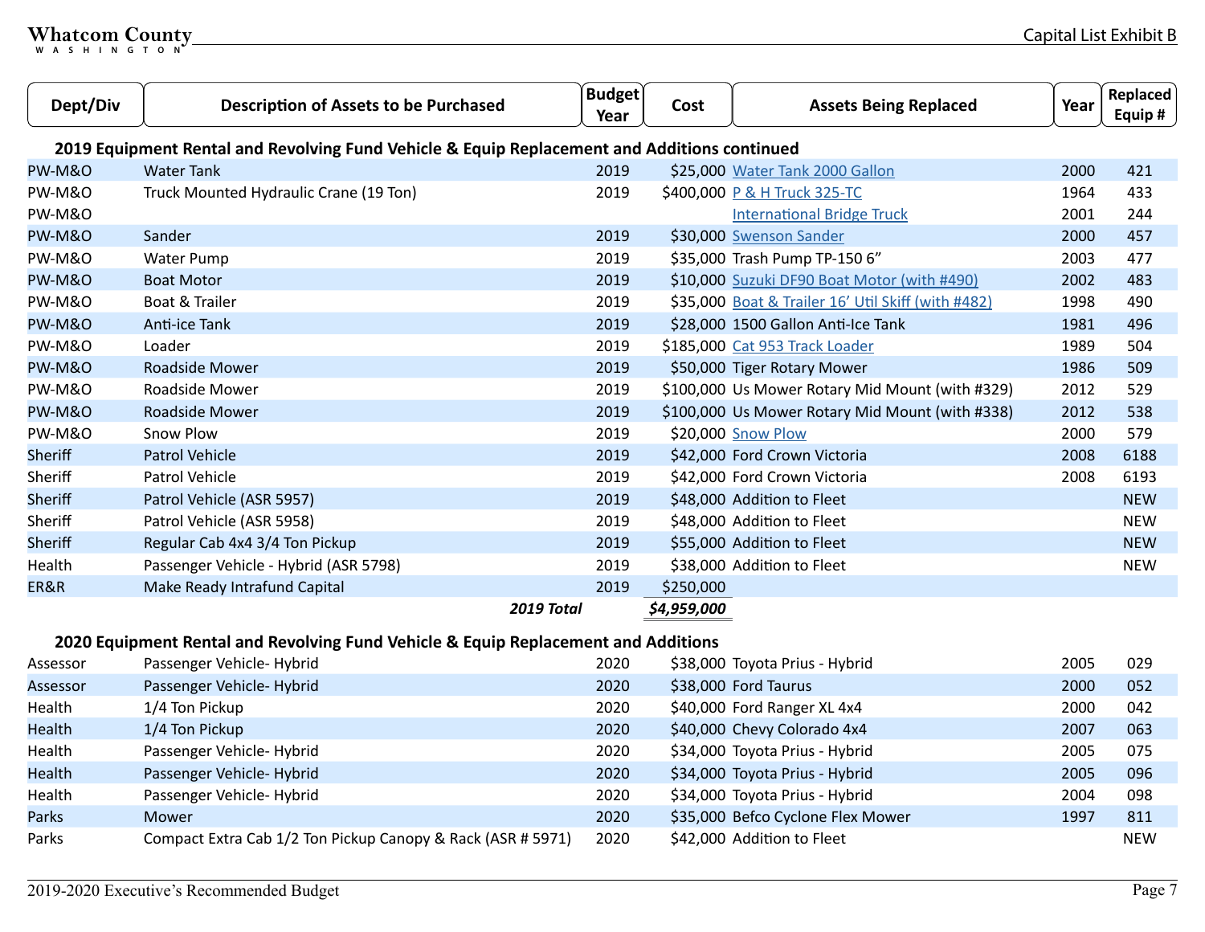| Dept/Div | Description of Assets to be Purchased | Budget Year | Cost | Assets Being Replaced | Year | Replaced Equip # |
|---|---|---|---|---|---|---|
| **2019 Equipment Rental and Revolving Fund Vehicle & Equip Replacement and Additions continued** | | | | | | |
| PW-M&O | Water Tank | 2019 | $25,000 | Water Tank 2000 Gallon | 2000 | 421 |
| PW-M&O | Truck Mounted Hydraulic Crane (19 Ton) | 2019 | $400,000 | P & H Truck 325-TC | 1964 | 433 |
| PW-M&O | | | | International Bridge Truck | 2001 | 244 |
| PW-M&O | Sander | 2019 | $30,000 | Swenson Sander | 2000 | 457 |
| PW-M&O | Water Pump | 2019 | $35,000 | Trash Pump TP-150 6” | 2003 | 477 |
| PW-M&O | Boat Motor | 2019 | $10,000 | Suzuki DF90 Boat Motor (with #490) | 2002 | 483 |
| PW-M&O | Boat & Trailer | 2019 | $35,000 | Boat & Trailer 16’ Util Skiff (with #482) | 1998 | 490 |
| PW-M&O | Anti-ice Tank | 2019 | $28,000 | 1500 Gallon Anti-Ice Tank | 1981 | 496 |
| PW-M&O | Loader | 2019 | $185,000 | Cat 953 Track Loader | 1989 | 504 |
| PW-M&O | Roadside Mower | 2019 | $50,000 | Tiger Rotary Mower | 1986 | 509 |
| PW-M&O | Roadside Mower | 2019 | $100,000 | Us Mower Rotary Mid Mount (with #329) | 2012 | 529 |
| PW-M&O | Roadside Mower | 2019 | $100,000 | Us Mower Rotary Mid Mount (with #338) | 2012 | 538 |
| PW-M&O | Snow Plow | 2019 | $20,000 | Snow Plow | 2000 | 579 |
| Sheriff | Patrol Vehicle | 2019 | $42,000 | Ford Crown Victoria | 2008 | 6188 |
| Sheriff | Patrol Vehicle | 2019 | $42,000 | Ford Crown Victoria | 2008 | 6193 |
| Sheriff | Patrol Vehicle (ASR 5957) | 2019 | $48,000 | Addition to Fleet | | NEW |
| Sheriff | Patrol Vehicle (ASR 5958) | 2019 | $48,000 | Addition to Fleet | | NEW |
| Sheriff | Regular Cab 4x4 3/4 Ton Pickup | 2019 | $55,000 | Addition to Fleet | | NEW |
| Health | Passenger Vehicle - Hybrid (ASR 5798) | 2019 | $38,000 | Addition to Fleet | | NEW |
| ER&R | Make Ready Intrafund Capital | 2019 | $250,000 | | | |
| | | ***2019 Total*** | ***$4,959,000*** | | | |
| **2020 Equipment Rental and Revolving Fund Vehicle & Equip Replacement and Additions** | | | | | | |
| Assessor | Passenger Vehicle- Hybrid | 2020 | $38,000 | Toyota Prius - Hybrid | 2005 | 029 |
| Assessor | Passenger Vehicle- Hybrid | 2020 | $38,000 | Ford Taurus | 2000 | 052 |
| Health | 1/4 Ton Pickup | 2020 | $40,000 | Ford Ranger XL 4x4 | 2000 | 042 |
| Health | 1/4 Ton Pickup | 2020 | $40,000 | Chevy Colorado 4x4 | 2007 | 063 |
| Health | Passenger Vehicle- Hybrid | 2020 | $34,000 | Toyota Prius - Hybrid | 2005 | 075 |
| Health | Passenger Vehicle- Hybrid | 2020 | $34,000 | Toyota Prius - Hybrid | 2005 | 096 |
| Health | Passenger Vehicle- Hybrid | 2020 | $34,000 | Toyota Prius - Hybrid | 2004 | 098 |
| Parks | Mower | 2020 | $35,000 | Befco Cyclone Flex Mower | 1997 | 811 |
| Parks | Compact Extra Cab 1/2 Ton Pickup Canopy & Rack (ASR # 5971) | 2020 | $42,000 | Addition to Fleet | | NEW |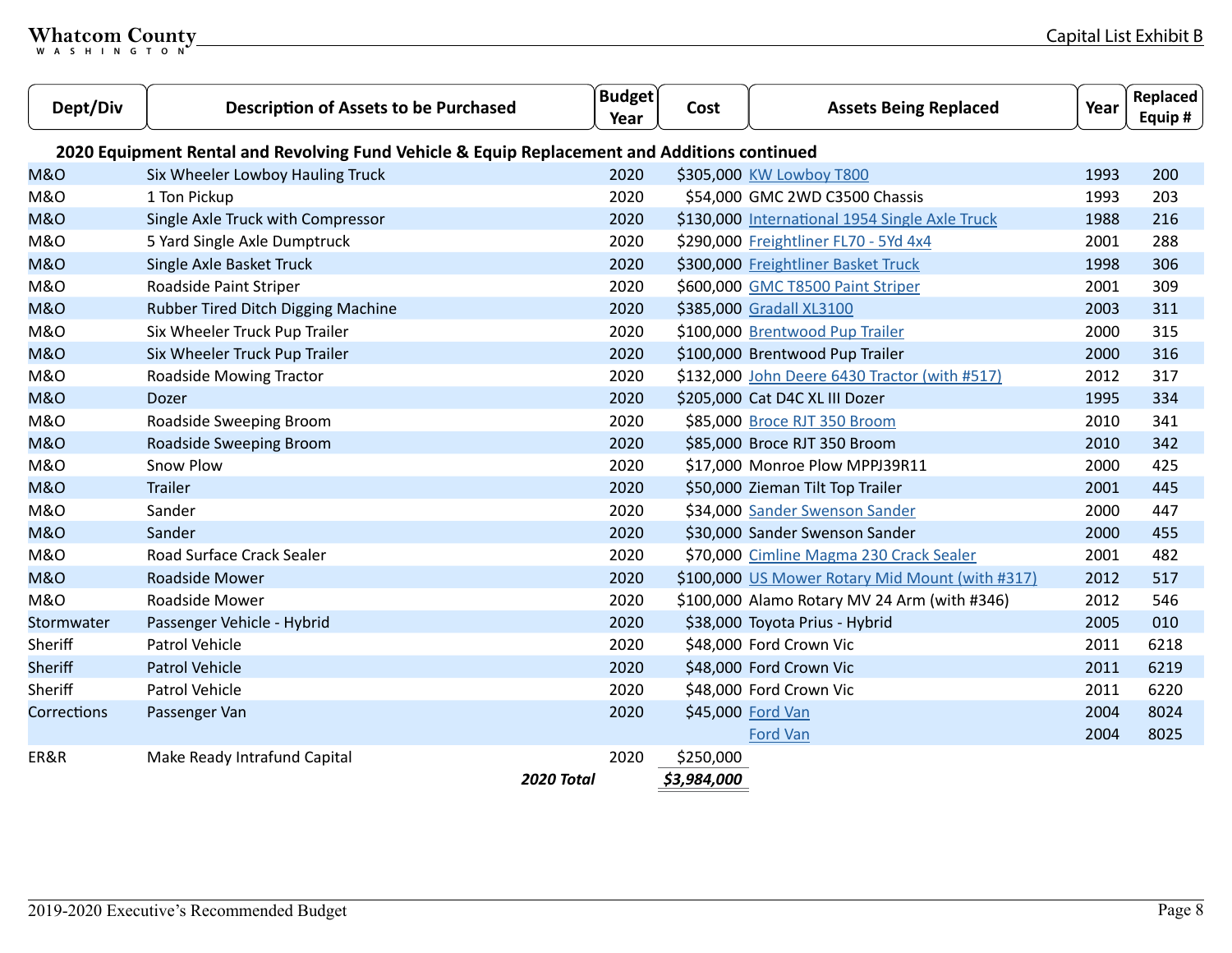| Dept/Div | Description of Assets to be Purchased | Budget Year | Cost | Assets Being Replaced | Year | Replaced Equip # |
|---|---|---|---|---|---|---|
| **2020 Equipment Rental and Revolving Fund Vehicle & Equip Replacement and Additions continued** | | | | | | |
| M&O | Six Wheeler Lowboy Hauling Truck | 2020 | $305,000 | KW Lowboy T800 | 1993 | 200 |
| M&O | 1 Ton Pickup | 2020 | $54,000 | GMC 2WD C3500 Chassis | 1993 | 203 |
| M&O | Single Axle Truck with Compressor | 2020 | $130,000 | International 1954 Single Axle Truck | 1988 | 216 |
| M&O | 5 Yard Single Axle Dumptruck | 2020 | $290,000 | Freightliner FL70 - 5Yd 4x4 | 2001 | 288 |
| M&O | Single Axle Basket Truck | 2020 | $300,000 | Freightliner Basket Truck | 1998 | 306 |
| M&O | Roadside Paint Striper | 2020 | $600,000 | GMC T8500 Paint Striper | 2001 | 309 |
| M&O | Rubber Tired Ditch Digging Machine | 2020 | $385,000 | Gradall XL3100 | 2003 | 311 |
| M&O | Six Wheeler Truck Pup Trailer | 2020 | $100,000 | Brentwood Pup Trailer | 2000 | 315 |
| M&O | Six Wheeler Truck Pup Trailer | 2020 | $100,000 | Brentwood Pup Trailer | 2000 | 316 |
| M&O | Roadside Mowing Tractor | 2020 | $132,000 | John Deere 6430 Tractor (with #517) | 2012 | 317 |
| M&O | Dozer | 2020 | $205,000 | Cat D4C XL III Dozer | 1995 | 334 |
| M&O | Roadside Sweeping Broom | 2020 | $85,000 | Broce RJT 350 Broom | 2010 | 341 |
| M&O | Roadside Sweeping Broom | 2020 | $85,000 | Broce RJT 350 Broom | 2010 | 342 |
| M&O | Snow Plow | 2020 | $17,000 | Monroe Plow MPPJ39R11 | 2000 | 425 |
| M&O | Trailer | 2020 | $50,000 | Zieman Tilt Top Trailer | 2001 | 445 |
| M&O | Sander | 2020 | $34,000 | Sander Swenson Sander | 2000 | 447 |
| M&O | Sander | 2020 | $30,000 | Sander Swenson Sander | 2000 | 455 |
| M&O | Road Surface Crack Sealer | 2020 | $70,000 | Cimline Magma 230 Crack Sealer | 2001 | 482 |
| M&O | Roadside Mower | 2020 | $100,000 | US Mower Rotary Mid Mount (with #317) | 2012 | 517 |
| M&O | Roadside Mower | 2020 | $100,000 | Alamo Rotary MV 24 Arm (with #346) | 2012 | 546 |
| Stormwater | Passenger Vehicle - Hybrid | 2020 | $38,000 | Toyota Prius - Hybrid | 2005 | 010 |
| Sheriff | Patrol Vehicle | 2020 | $48,000 | Ford Crown Vic | 2011 | 6218 |
| Sheriff | Patrol Vehicle | 2020 | $48,000 | Ford Crown Vic | 2011 | 6219 |
| Sheriff | Patrol Vehicle | 2020 | $48,000 | Ford Crown Vic | 2011 | 6220 |
| Corrections | Passenger Van | 2020 | $45,000 | Ford Van | 2004 | 8024 |
| | | | | Ford Van | 2004 | 8025 |
| ER&R | Make Ready Intrafund Capital | 2020 | $250,000 | | | |
| | | ***2020 Total*** | ***$3,984,000*** | | | |

2019-2020 Executive's Recommended Budget